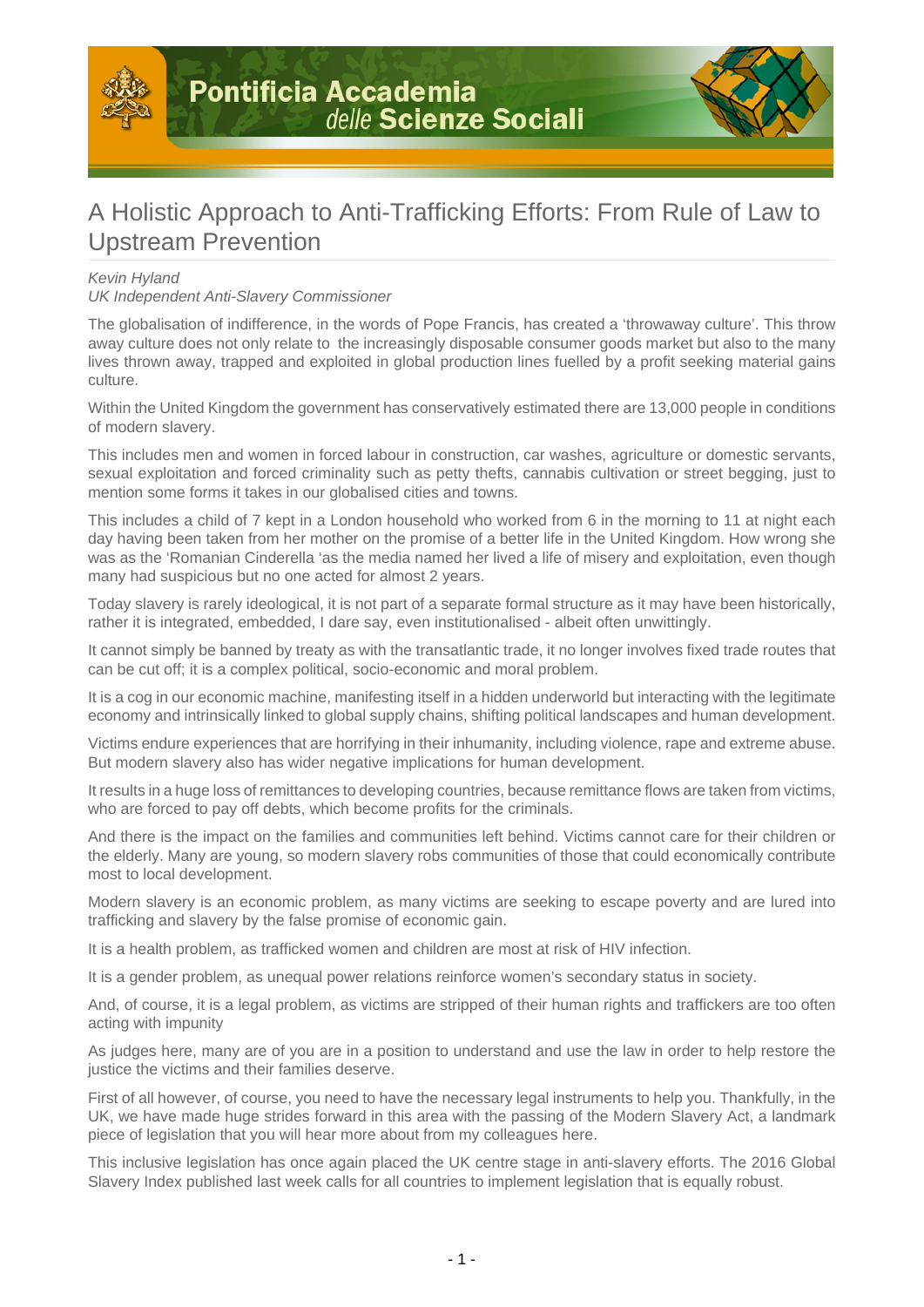# A Holistic Approach to Anti-Trafficking Efforts: From Rule of Law to Upstream Prevention

*Kevin Hyland*
*UK Independent Anti-Slavery Commissioner*

The globalisation of indifference, in the words of Pope Francis, has created a 'throwaway culture'. This throw away culture does not only relate to the increasingly disposable consumer goods market but also to the many lives thrown away, trapped and exploited in global production lines fuelled by a profit seeking material gains culture.

Within the United Kingdom the government has conservatively estimated there are 13,000 people in conditions of modern slavery.

This includes men and women in forced labour in construction, car washes, agriculture or domestic servants, sexual exploitation and forced criminality such as petty thefts, cannabis cultivation or street begging, just to mention some forms it takes in our globalised cities and towns.

This includes a child of 7 kept in a London household who worked from 6 in the morning to 11 at night each day having been taken from her mother on the promise of a better life in the United Kingdom. How wrong she was as the 'Romanian Cinderella 'as the media named her lived a life of misery and exploitation, even though many had suspicious but no one acted for almost 2 years.

Today slavery is rarely ideological, it is not part of a separate formal structure as it may have been historically, rather it is integrated, embedded, I dare say, even institutionalised - albeit often unwittingly.

It cannot simply be banned by treaty as with the transatlantic trade, it no longer involves fixed trade routes that can be cut off; it is a complex political, socio-economic and moral problem.

It is a cog in our economic machine, manifesting itself in a hidden underworld but interacting with the legitimate economy and intrinsically linked to global supply chains, shifting political landscapes and human development.

Victims endure experiences that are horrifying in their inhumanity, including violence, rape and extreme abuse. But modern slavery also has wider negative implications for human development.

It results in a huge loss of remittances to developing countries, because remittance flows are taken from victims, who are forced to pay off debts, which become profits for the criminals.

And there is the impact on the families and communities left behind. Victims cannot care for their children or the elderly. Many are young, so modern slavery robs communities of those that could economically contribute most to local development.

Modern slavery is an economic problem, as many victims are seeking to escape poverty and are lured into trafficking and slavery by the false promise of economic gain.

It is a health problem, as trafficked women and children are most at risk of HIV infection.

It is a gender problem, as unequal power relations reinforce women's secondary status in society.

And, of course, it is a legal problem, as victims are stripped of their human rights and traffickers are too often acting with impunity

As judges here, many are of you are in a position to understand and use the law in order to help restore the justice the victims and their families deserve.

First of all however, of course, you need to have the necessary legal instruments to help you. Thankfully, in the UK, we have made huge strides forward in this area with the passing of the Modern Slavery Act, a landmark piece of legislation that you will hear more about from my colleagues here.

This inclusive legislation has once again placed the UK centre stage in anti-slavery efforts. The 2016 Global Slavery Index published last week calls for all countries to implement legislation that is equally robust.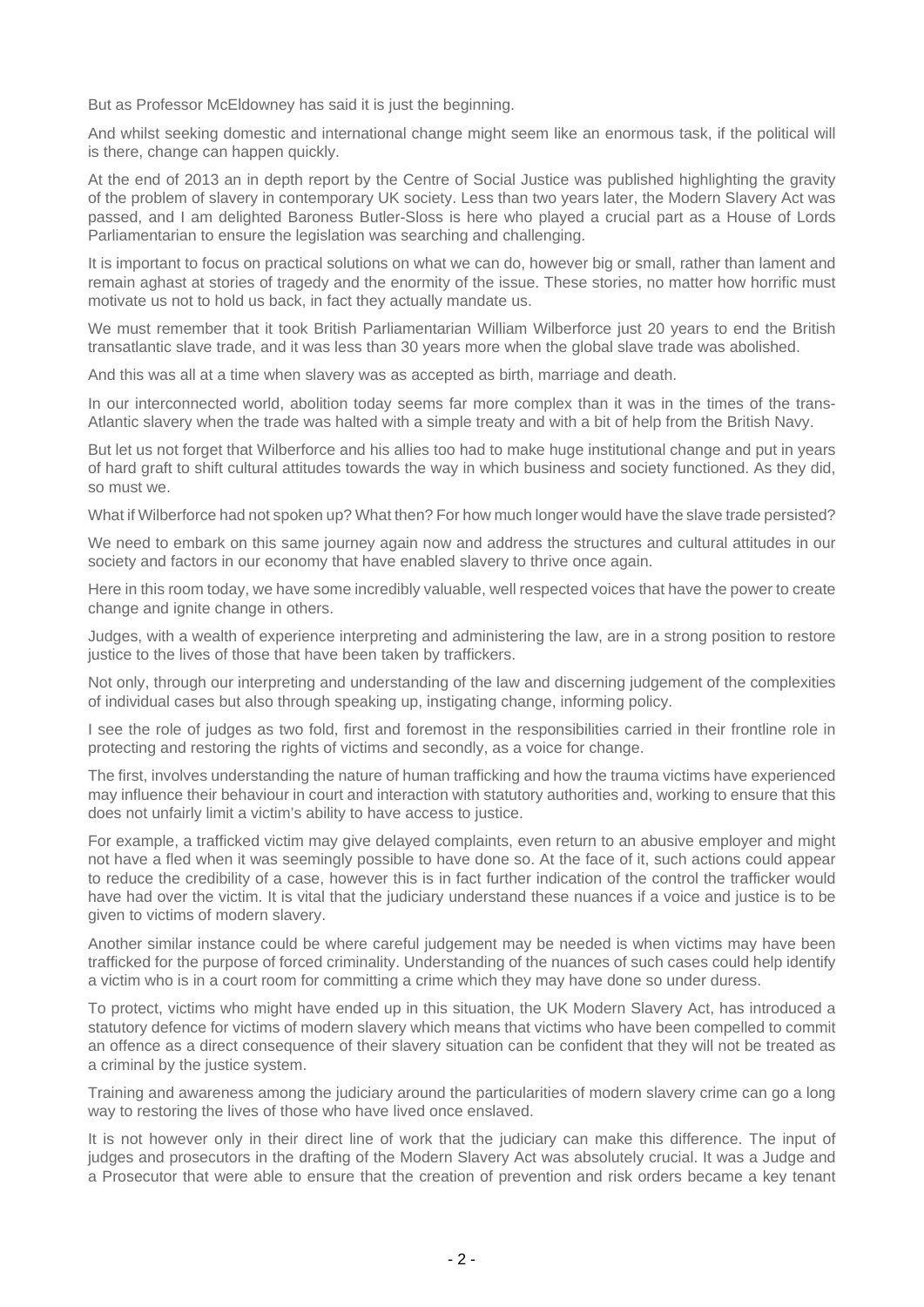But as Professor McEldowney has said it is just the beginning.

And whilst seeking domestic and international change might seem like an enormous task, if the political will is there, change can happen quickly.

At the end of 2013 an in depth report by the Centre of Social Justice was published highlighting the gravity of the problem of slavery in contemporary UK society. Less than two years later, the Modern Slavery Act was passed, and I am delighted Baroness Butler-Sloss is here who played a crucial part as a House of Lords Parliamentarian to ensure the legislation was searching and challenging.

It is important to focus on practical solutions on what we can do, however big or small, rather than lament and remain aghast at stories of tragedy and the enormity of the issue. These stories, no matter how horrific must motivate us not to hold us back, in fact they actually mandate us.

We must remember that it took British Parliamentarian William Wilberforce just 20 years to end the British transatlantic slave trade, and it was less than 30 years more when the global slave trade was abolished.

And this was all at a time when slavery was as accepted as birth, marriage and death.

In our interconnected world, abolition today seems far more complex than it was in the times of the trans-Atlantic slavery when the trade was halted with a simple treaty and with a bit of help from the British Navy.

But let us not forget that Wilberforce and his allies too had to make huge institutional change and put in years of hard graft to shift cultural attitudes towards the way in which business and society functioned. As they did, so must we.

What if Wilberforce had not spoken up? What then? For how much longer would have the slave trade persisted?

We need to embark on this same journey again now and address the structures and cultural attitudes in our society and factors in our economy that have enabled slavery to thrive once again.

Here in this room today, we have some incredibly valuable, well respected voices that have the power to create change and ignite change in others.

Judges, with a wealth of experience interpreting and administering the law, are in a strong position to restore justice to the lives of those that have been taken by traffickers.

Not only, through our interpreting and understanding of the law and discerning judgement of the complexities of individual cases but also through speaking up, instigating change, informing policy.

I see the role of judges as two fold, first and foremost in the responsibilities carried in their frontline role in protecting and restoring the rights of victims and secondly, as a voice for change.

The first, involves understanding the nature of human trafficking and how the trauma victims have experienced may influence their behaviour in court and interaction with statutory authorities and, working to ensure that this does not unfairly limit a victim's ability to have access to justice.

For example, a trafficked victim may give delayed complaints, even return to an abusive employer and might not have a fled when it was seemingly possible to have done so. At the face of it, such actions could appear to reduce the credibility of a case, however this is in fact further indication of the control the trafficker would have had over the victim. It is vital that the judiciary understand these nuances if a voice and justice is to be given to victims of modern slavery.

Another similar instance could be where careful judgement may be needed is when victims may have been trafficked for the purpose of forced criminality. Understanding of the nuances of such cases could help identify a victim who is in a court room for committing a crime which they may have done so under duress.

To protect, victims who might have ended up in this situation, the UK Modern Slavery Act, has introduced a statutory defence for victims of modern slavery which means that victims who have been compelled to commit an offence as a direct consequence of their slavery situation can be confident that they will not be treated as a criminal by the justice system.

Training and awareness among the judiciary around the particularities of modern slavery crime can go a long way to restoring the lives of those who have lived once enslaved.

It is not however only in their direct line of work that the judiciary can make this difference. The input of judges and prosecutors in the drafting of the Modern Slavery Act was absolutely crucial. It was a Judge and a Prosecutor that were able to ensure that the creation of prevention and risk orders became a key tenant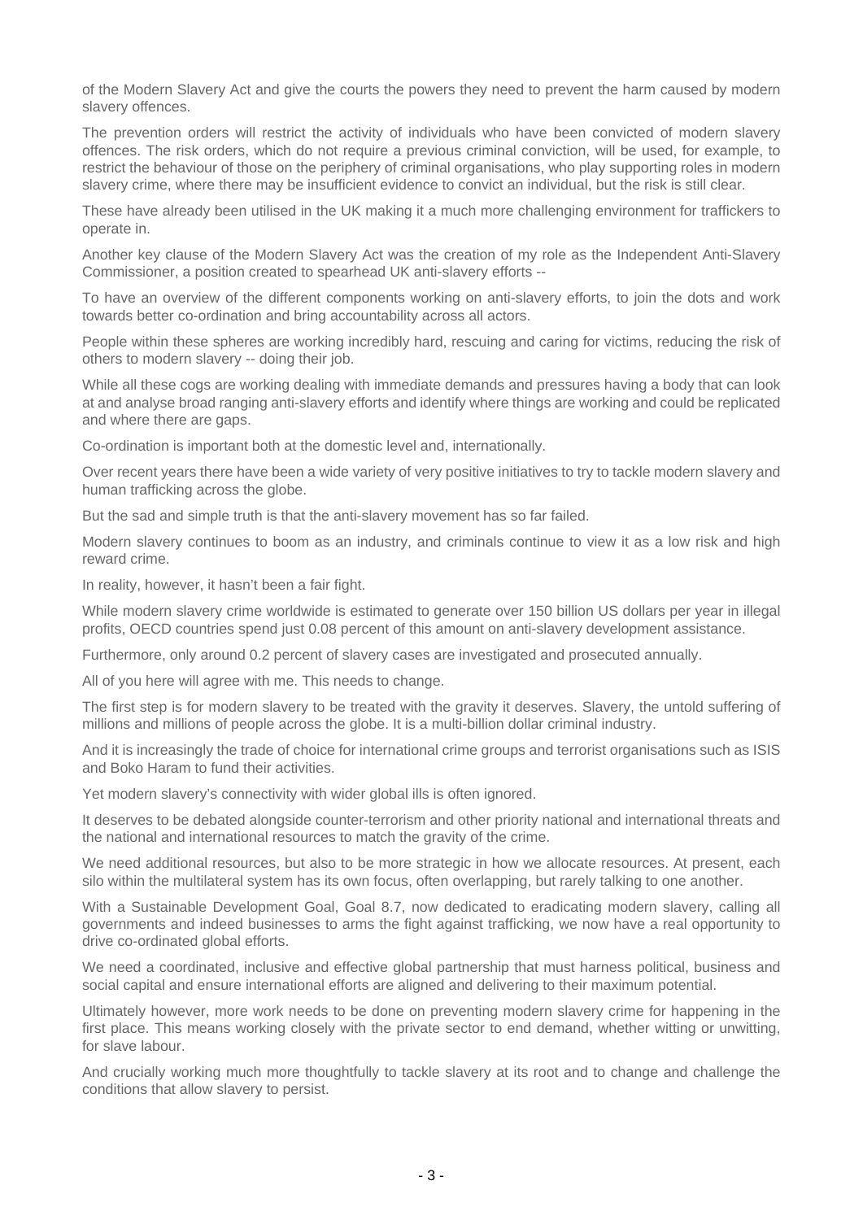of the Modern Slavery Act and give the courts the powers they need to prevent the harm caused by modern slavery offences.

The prevention orders will restrict the activity of individuals who have been convicted of modern slavery offences. The risk orders, which do not require a previous criminal conviction, will be used, for example, to restrict the behaviour of those on the periphery of criminal organisations, who play supporting roles in modern slavery crime, where there may be insufficient evidence to convict an individual, but the risk is still clear.

These have already been utilised in the UK making it a much more challenging environment for traffickers to operate in.

Another key clause of the Modern Slavery Act was the creation of my role as the Independent Anti-Slavery Commissioner, a position created to spearhead UK anti-slavery efforts --

To have an overview of the different components working on anti-slavery efforts, to join the dots and work towards better co-ordination and bring accountability across all actors.

People within these spheres are working incredibly hard, rescuing and caring for victims, reducing the risk of others to modern slavery -- doing their job.

While all these cogs are working dealing with immediate demands and pressures having a body that can look at and analyse broad ranging anti-slavery efforts and identify where things are working and could be replicated and where there are gaps.

Co-ordination is important both at the domestic level and, internationally.

Over recent years there have been a wide variety of very positive initiatives to try to tackle modern slavery and human trafficking across the globe.

But the sad and simple truth is that the anti-slavery movement has so far failed.

Modern slavery continues to boom as an industry, and criminals continue to view it as a low risk and high reward crime.

In reality, however, it hasn't been a fair fight.

While modern slavery crime worldwide is estimated to generate over 150 billion US dollars per year in illegal profits, OECD countries spend just 0.08 percent of this amount on anti-slavery development assistance.

Furthermore, only around 0.2 percent of slavery cases are investigated and prosecuted annually.

All of you here will agree with me. This needs to change.

The first step is for modern slavery to be treated with the gravity it deserves. Slavery, the untold suffering of millions and millions of people across the globe. It is a multi-billion dollar criminal industry.

And it is increasingly the trade of choice for international crime groups and terrorist organisations such as ISIS and Boko Haram to fund their activities.

Yet modern slavery's connectivity with wider global ills is often ignored.

It deserves to be debated alongside counter-terrorism and other priority national and international threats and the national and international resources to match the gravity of the crime.

We need additional resources, but also to be more strategic in how we allocate resources. At present, each silo within the multilateral system has its own focus, often overlapping, but rarely talking to one another.

With a Sustainable Development Goal, Goal 8.7, now dedicated to eradicating modern slavery, calling all governments and indeed businesses to arms the fight against trafficking, we now have a real opportunity to drive co-ordinated global efforts.

We need a coordinated, inclusive and effective global partnership that must harness political, business and social capital and ensure international efforts are aligned and delivering to their maximum potential.

Ultimately however, more work needs to be done on preventing modern slavery crime for happening in the first place. This means working closely with the private sector to end demand, whether witting or unwitting, for slave labour.

And crucially working much more thoughtfully to tackle slavery at its root and to change and challenge the conditions that allow slavery to persist.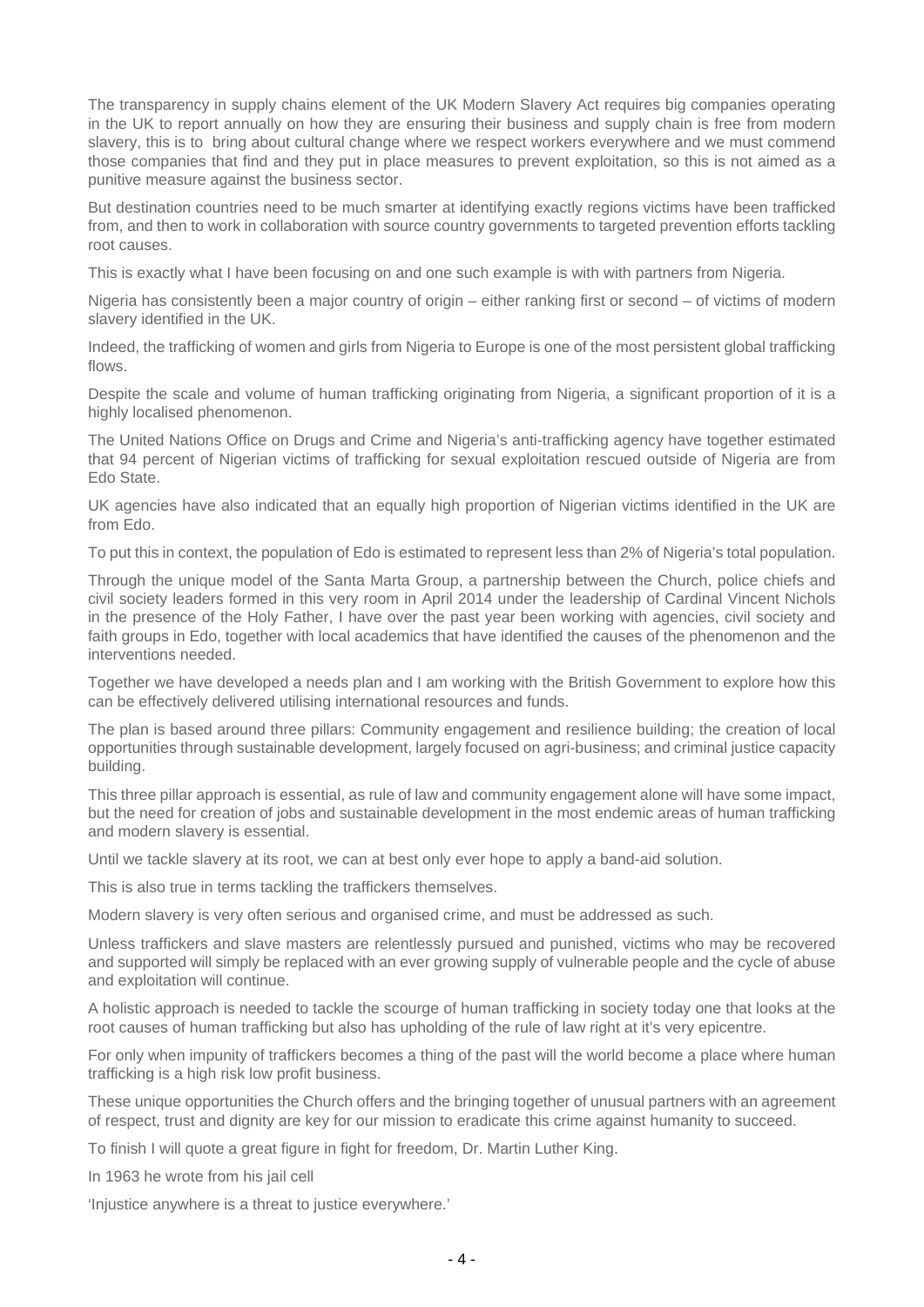The transparency in supply chains element of the UK Modern Slavery Act requires big companies operating in the UK to report annually on how they are ensuring their business and supply chain is free from modern slavery, this is to bring about cultural change where we respect workers everywhere and we must commend those companies that find and they put in place measures to prevent exploitation, so this is not aimed as a punitive measure against the business sector.

But destination countries need to be much smarter at identifying exactly regions victims have been trafficked from, and then to work in collaboration with source country governments to targeted prevention efforts tackling root causes.

This is exactly what I have been focusing on and one such example is with with partners from Nigeria.

Nigeria has consistently been a major country of origin – either ranking first or second – of victims of modern slavery identified in the UK.

Indeed, the trafficking of women and girls from Nigeria to Europe is one of the most persistent global trafficking flows.

Despite the scale and volume of human trafficking originating from Nigeria, a significant proportion of it is a highly localised phenomenon.

The United Nations Office on Drugs and Crime and Nigeria's anti-trafficking agency have together estimated that 94 percent of Nigerian victims of trafficking for sexual exploitation rescued outside of Nigeria are from Edo State.

UK agencies have also indicated that an equally high proportion of Nigerian victims identified in the UK are from Edo.

To put this in context, the population of Edo is estimated to represent less than 2% of Nigeria's total population.

Through the unique model of the Santa Marta Group, a partnership between the Church, police chiefs and civil society leaders formed in this very room in April 2014 under the leadership of Cardinal Vincent Nichols in the presence of the Holy Father, I have over the past year been working with agencies, civil society and faith groups in Edo, together with local academics that have identified the causes of the phenomenon and the interventions needed.

Together we have developed a needs plan and I am working with the British Government to explore how this can be effectively delivered utilising international resources and funds.

The plan is based around three pillars: Community engagement and resilience building; the creation of local opportunities through sustainable development, largely focused on agri-business; and criminal justice capacity building.

This three pillar approach is essential, as rule of law and community engagement alone will have some impact, but the need for creation of jobs and sustainable development in the most endemic areas of human trafficking and modern slavery is essential.

Until we tackle slavery at its root, we can at best only ever hope to apply a band-aid solution.

This is also true in terms tackling the traffickers themselves.

Modern slavery is very often serious and organised crime, and must be addressed as such.

Unless traffickers and slave masters are relentlessly pursued and punished, victims who may be recovered and supported will simply be replaced with an ever growing supply of vulnerable people and the cycle of abuse and exploitation will continue.

A holistic approach is needed to tackle the scourge of human trafficking in society today one that looks at the root causes of human trafficking but also has upholding of the rule of law right at it's very epicentre.

For only when impunity of traffickers becomes a thing of the past will the world become a place where human trafficking is a high risk low profit business.

These unique opportunities the Church offers and the bringing together of unusual partners with an agreement of respect, trust and dignity are key for our mission to eradicate this crime against humanity to succeed.

To finish I will quote a great figure in fight for freedom, Dr. Martin Luther King.

In 1963 he wrote from his jail cell

'Injustice anywhere is a threat to justice everywhere.'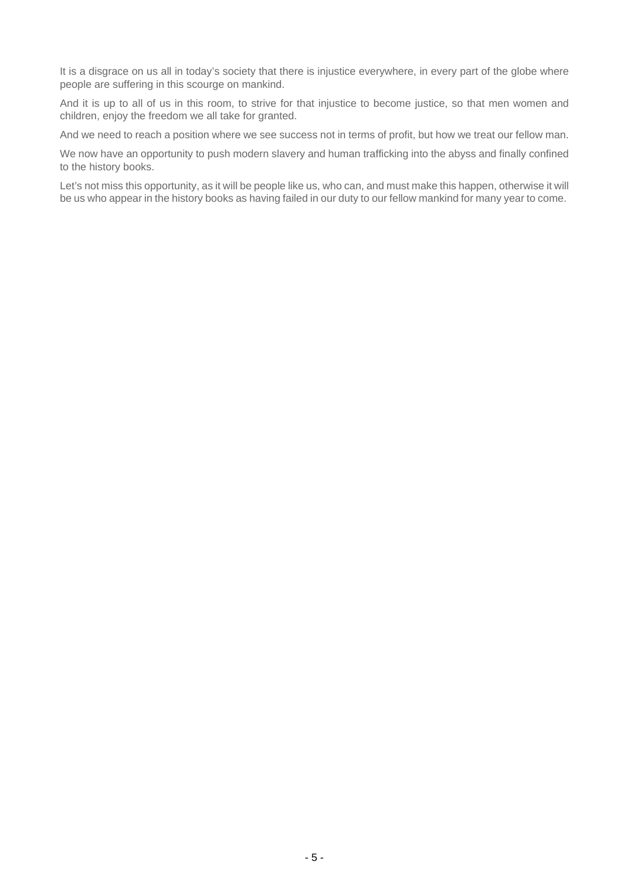It is a disgrace on us all in today's society that there is injustice everywhere, in every part of the globe where people are suffering in this scourge on mankind.

And it is up to all of us in this room, to strive for that injustice to become justice, so that men women and children, enjoy the freedom we all take for granted.

And we need to reach a position where we see success not in terms of profit, but how we treat our fellow man.

We now have an opportunity to push modern slavery and human trafficking into the abyss and finally confined to the history books.

Let's not miss this opportunity, as it will be people like us, who can, and must make this happen, otherwise it will be us who appear in the history books as having failed in our duty to our fellow mankind for many year to come.